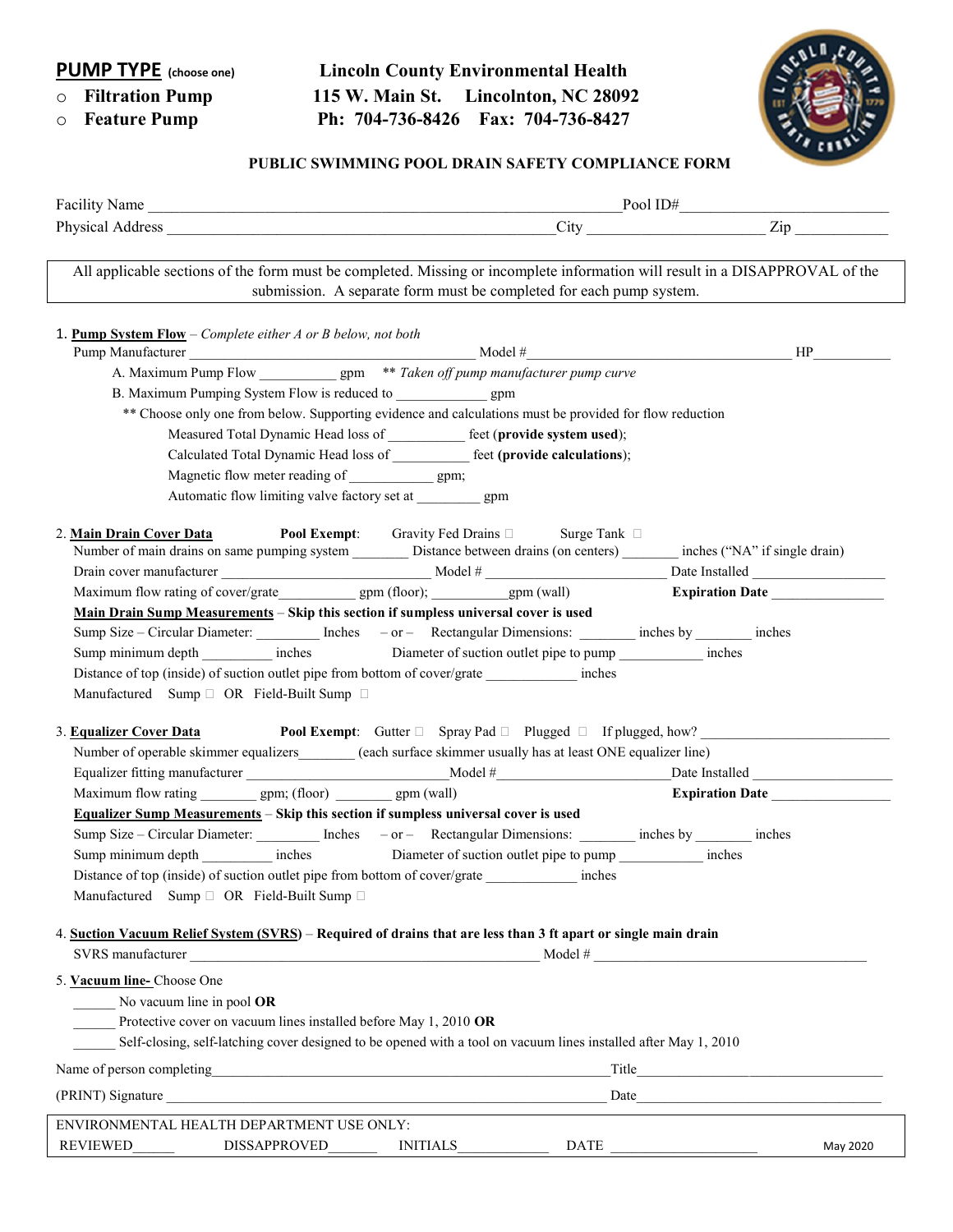**PUMP TYPE** (choose one)

- ○ **Filtration Pump**
- ○ **Feature Pump**

**Lincoln County Environmental Health**
**115 W. Main St. Lincolnton, NC 28092**
**Ph: 704-736-8426 Fax: 704-736-8427**

## PUBLIC SWIMMING POOL DRAIN SAFETY COMPLIANCE FORM

Facility Name ________________________________________ Pool ID#____________________

Physical Address ________________________________________ City ____________________ Zip ____________

All applicable sections of the form must be completed. Missing or incomplete information will result in a DISAPPROVAL of the submission. A separate form must be completed for each pump system.

1. **Pump System Flow** – *Complete either A or B below, not both*

   Pump Manufacturer ______________________________ Model #______________________________ HP__________

   A. Maximum Pump Flow __________ gpm ** *Taken off pump manufacturer pump curve*

   B. Maximum Pumping System Flow is reduced to ____________ gpm

   ** Choose only one from below. Supporting evidence and calculations must be provided for flow reduction

   Measured Total Dynamic Head loss of __________ feet (**provide system used**);

   Calculated Total Dynamic Head loss of __________ feet (**provide calculations**);

   Magnetic flow meter reading of ___________ gpm;

   Automatic flow limiting valve factory set at _________ gpm

2. **Main Drain Cover Data** **Pool Exempt**: Gravity Fed Drains ☐ Surge Tank ☐

   Number of main drains on same pumping system ________ Distance between drains (on centers) ________ inches ("NA" if single drain)

   Drain cover manufacturer ________________________ Model # ________________________ Date Installed ________________

   Maximum flow rating of cover/grate__________ gpm (floor); __________gpm (wall) **Expiration Date** ________________

   **Main Drain Sump Measurements** – **Skip this section if sumpless universal cover is used**

   Sump Size – Circular Diameter: _________ Inches – or – Rectangular Dimensions: ________ inches by ________ inches

   Sump minimum depth _________ inches Diameter of suction outlet pipe to pump ___________ inches

   Distance of top (inside) of suction outlet pipe from bottom of cover/grate ____________ inches

   Manufactured Sump ☐ OR Field-Built Sump ☐

3. **Equalizer Cover Data** **Pool Exempt**: Gutter ☐ Spray Pad ☐ Plugged ☐ If plugged, how? ________________________

   Number of operable skimmer equalizers________ (each surface skimmer usually has at least ONE equalizer line)

   Equalizer fitting manufacturer ________________________Model #________________________Date Installed ________________

   Maximum flow rating ________ gpm; (floor) ________ gpm (wall) **Expiration Date** ________________

   **Equalizer Sump Measurements** – **Skip this section if sumpless universal cover is used**

   Sump Size – Circular Diameter: _________ Inches – or – Rectangular Dimensions: ________ inches by ________ inches

   Sump minimum depth _________ inches Diameter of suction outlet pipe to pump ___________ inches

   Distance of top (inside) of suction outlet pipe from bottom of cover/grate ____________ inches

   Manufactured Sump ☐ OR Field-Built Sump ☐

4. **Suction Vacuum Relief System (SVRS)** – **Required of drains that are less than 3 ft apart or single main drain**

   SVRS manufacturer ________________________________________ Model # ________________________________

5. **Vacuum line-** Choose One

   ______ No vacuum line in pool **OR**

   ______ Protective cover on vacuum lines installed before May 1, 2010 **OR**

   ______ Self-closing, self-latching cover designed to be opened with a tool on vacuum lines installed after May 1, 2010

Name of person completing________________________________________Title________________________________

(PRINT) Signature ________________________________________ Date________________________________

ENVIRONMENTAL HEALTH DEPARTMENT USE ONLY:

REVIEWED______ DISSAPPROVED_______ INITIALS____________ DATE __________________ May 2020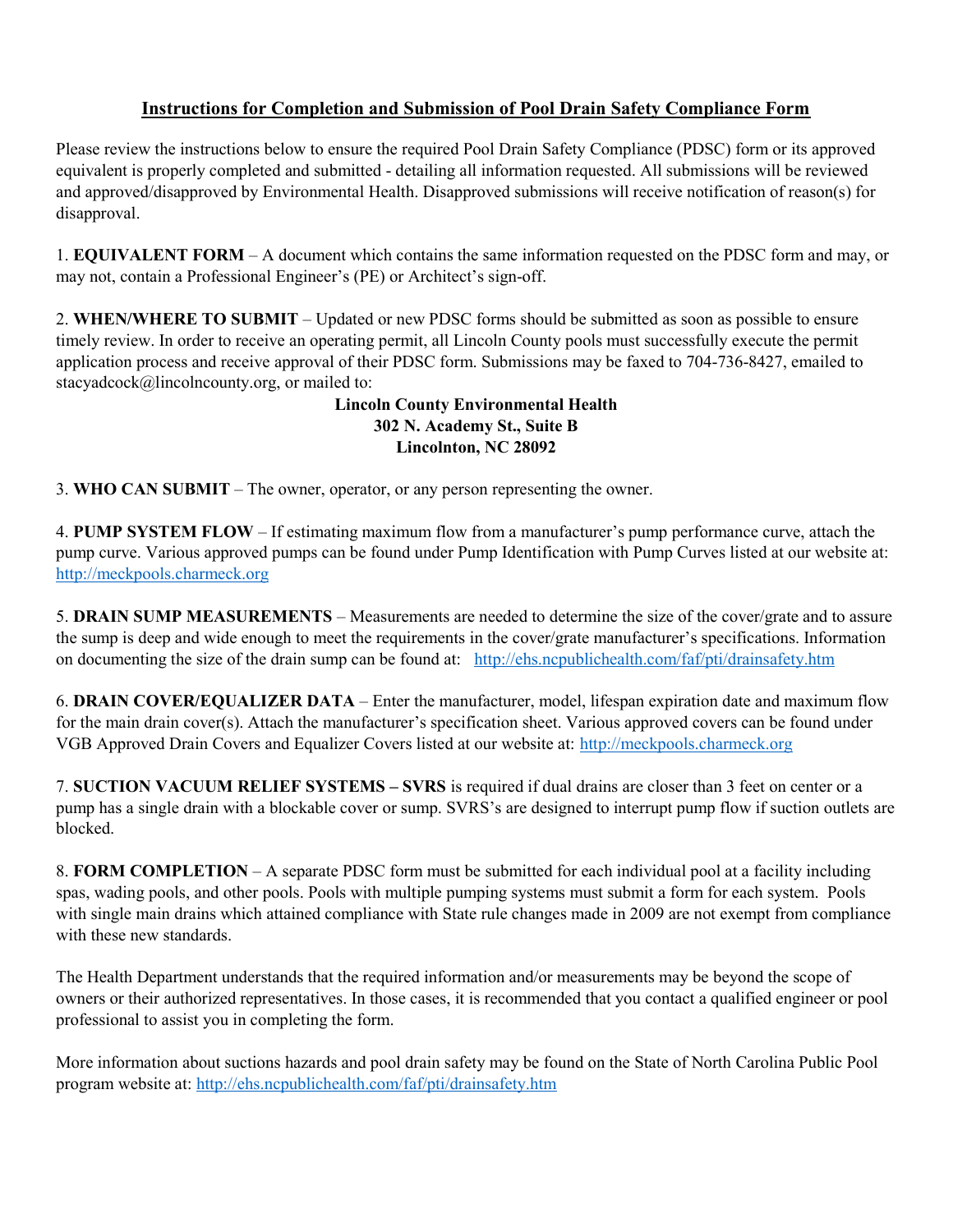## Instructions for Completion and Submission of Pool Drain Safety Compliance Form

Please review the instructions below to ensure the required Pool Drain Safety Compliance (PDSC) form or its approved equivalent is properly completed and submitted - detailing all information requested. All submissions will be reviewed and approved/disapproved by Environmental Health. Disapproved submissions will receive notification of reason(s) for disapproval.

1. **EQUIVALENT FORM** – A document which contains the same information requested on the PDSC form and may, or may not, contain a Professional Engineer's (PE) or Architect's sign-off.

2. **WHEN/WHERE TO SUBMIT** – Updated or new PDSC forms should be submitted as soon as possible to ensure timely review. In order to receive an operating permit, all Lincoln County pools must successfully execute the permit application process and receive approval of their PDSC form. Submissions may be faxed to 704-736-8427, emailed to stacyadcock@lincolncounty.org, or mailed to:

   **Lincoln County Environmental Health**
   **302 N. Academy St., Suite B**
   **Lincolnton, NC 28092**

3. **WHO CAN SUBMIT** – The owner, operator, or any person representing the owner.

4. **PUMP SYSTEM FLOW** – If estimating maximum flow from a manufacturer's pump performance curve, attach the pump curve. Various approved pumps can be found under Pump Identification with Pump Curves listed at our website at: http://meckpools.charmeck.org

5. **DRAIN SUMP MEASUREMENTS** – Measurements are needed to determine the size of the cover/grate and to assure the sump is deep and wide enough to meet the requirements in the cover/grate manufacturer's specifications. Information on documenting the size of the drain sump can be found at: http://ehs.ncpublichealth.com/faf/pti/drainsafety.htm

6. **DRAIN COVER/EQUALIZER DATA** – Enter the manufacturer, model, lifespan expiration date and maximum flow for the main drain cover(s). Attach the manufacturer's specification sheet. Various approved covers can be found under VGB Approved Drain Covers and Equalizer Covers listed at our website at: http://meckpools.charmeck.org

7. **SUCTION VACUUM RELIEF SYSTEMS – SVRS** is required if dual drains are closer than 3 feet on center or a pump has a single drain with a blockable cover or sump. SVRS's are designed to interrupt pump flow if suction outlets are blocked.

8. **FORM COMPLETION** – A separate PDSC form must be submitted for each individual pool at a facility including spas, wading pools, and other pools. Pools with multiple pumping systems must submit a form for each system. Pools with single main drains which attained compliance with State rule changes made in 2009 are not exempt from compliance with these new standards.

The Health Department understands that the required information and/or measurements may be beyond the scope of owners or their authorized representatives. In those cases, it is recommended that you contact a qualified engineer or pool professional to assist you in completing the form.

More information about suctions hazards and pool drain safety may be found on the State of North Carolina Public Pool program website at: http://ehs.ncpublichealth.com/faf/pti/drainsafety.htm